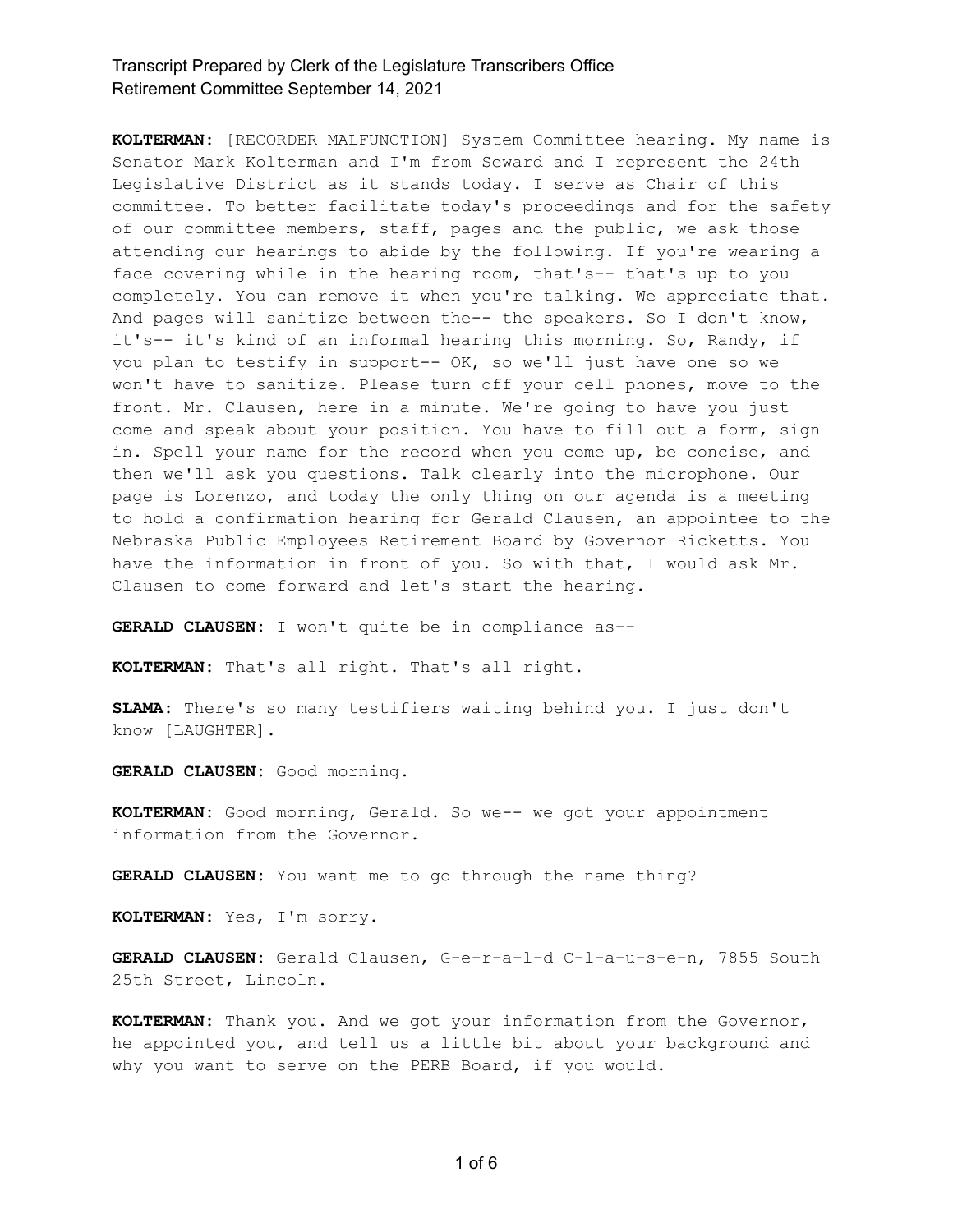**KOLTERMAN:** [RECORDER MALFUNCTION] System Committee hearing. My name is Senator Mark Kolterman and I'm from Seward and I represent the 24th Legislative District as it stands today. I serve as Chair of this committee. To better facilitate today's proceedings and for the safety of our committee members, staff, pages and the public, we ask those attending our hearings to abide by the following. If you're wearing a face covering while in the hearing room, that's-- that's up to you completely. You can remove it when you're talking. We appreciate that. And pages will sanitize between the-- the speakers. So I don't know, it's-- it's kind of an informal hearing this morning. So, Randy, if you plan to testify in support-- OK, so we'll just have one so we won't have to sanitize. Please turn off your cell phones, move to the front. Mr. Clausen, here in a minute. We're going to have you just come and speak about your position. You have to fill out a form, sign in. Spell your name for the record when you come up, be concise, and then we'll ask you questions. Talk clearly into the microphone. Our page is Lorenzo, and today the only thing on our agenda is a meeting to hold a confirmation hearing for Gerald Clausen, an appointee to the Nebraska Public Employees Retirement Board by Governor Ricketts. You have the information in front of you. So with that, I would ask Mr. Clausen to come forward and let's start the hearing.

**GERALD CLAUSEN:** I won't quite be in compliance as--

**KOLTERMAN:** That's all right. That's all right.

**SLAMA:** There's so many testifiers waiting behind you. I just don't know [LAUGHTER].

**GERALD CLAUSEN:** Good morning.

**KOLTERMAN:** Good morning, Gerald. So we-- we got your appointment information from the Governor.

**GERALD CLAUSEN:** You want me to go through the name thing?

**KOLTERMAN:** Yes, I'm sorry.

**GERALD CLAUSEN:** Gerald Clausen, G-e-r-a-l-d C-l-a-u-s-e-n, 7855 South 25th Street, Lincoln.

**KOLTERMAN:** Thank you. And we got your information from the Governor, he appointed you, and tell us a little bit about your background and why you want to serve on the PERB Board, if you would.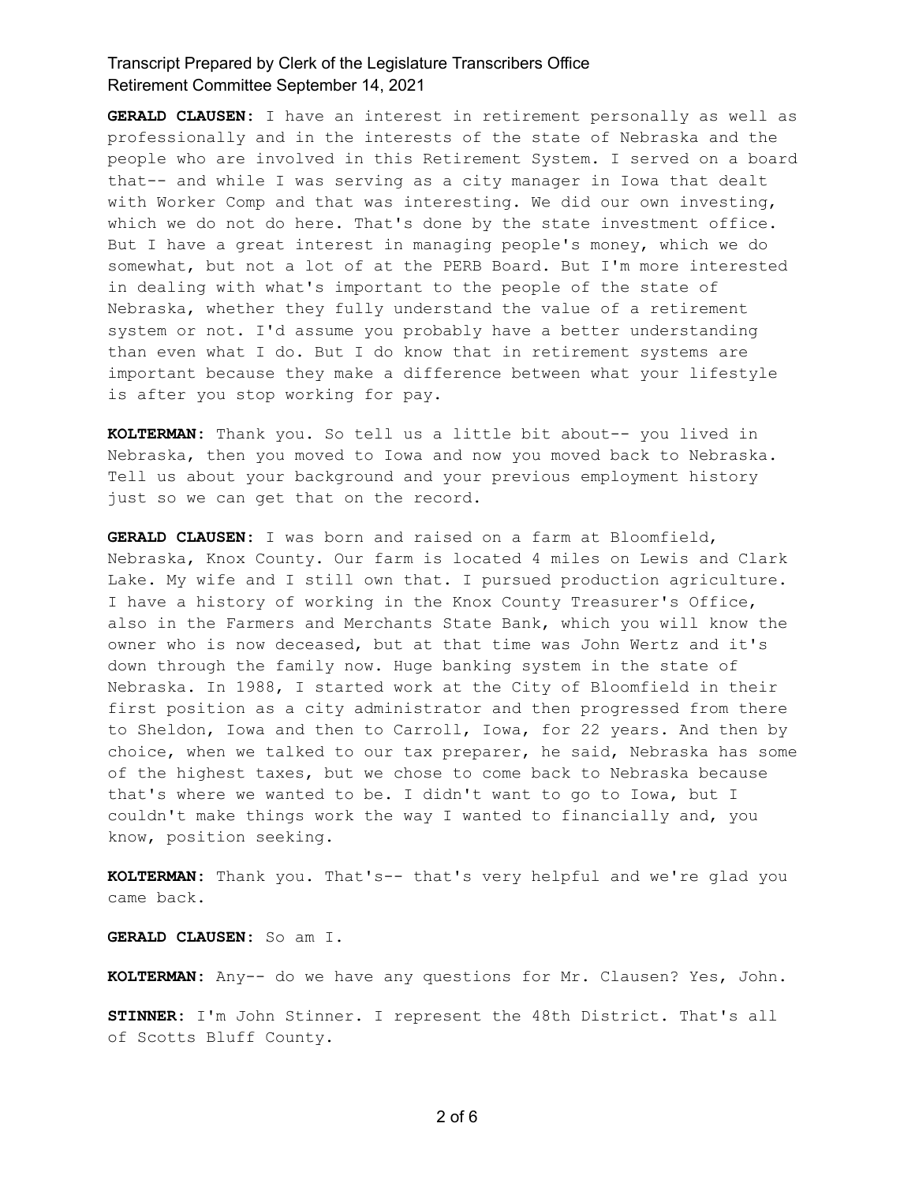**GERALD CLAUSEN:** I have an interest in retirement personally as well as professionally and in the interests of the state of Nebraska and the people who are involved in this Retirement System. I served on a board that-- and while I was serving as a city manager in Iowa that dealt with Worker Comp and that was interesting. We did our own investing, which we do not do here. That's done by the state investment office. But I have a great interest in managing people's money, which we do somewhat, but not a lot of at the PERB Board. But I'm more interested in dealing with what's important to the people of the state of Nebraska, whether they fully understand the value of a retirement system or not. I'd assume you probably have a better understanding than even what I do. But I do know that in retirement systems are important because they make a difference between what your lifestyle is after you stop working for pay.

**KOLTERMAN:** Thank you. So tell us a little bit about-- you lived in Nebraska, then you moved to Iowa and now you moved back to Nebraska. Tell us about your background and your previous employment history just so we can get that on the record.

**GERALD CLAUSEN:** I was born and raised on a farm at Bloomfield, Nebraska, Knox County. Our farm is located 4 miles on Lewis and Clark Lake. My wife and I still own that. I pursued production agriculture. I have a history of working in the Knox County Treasurer's Office, also in the Farmers and Merchants State Bank, which you will know the owner who is now deceased, but at that time was John Wertz and it's down through the family now. Huge banking system in the state of Nebraska. In 1988, I started work at the City of Bloomfield in their first position as a city administrator and then progressed from there to Sheldon, Iowa and then to Carroll, Iowa, for 22 years. And then by choice, when we talked to our tax preparer, he said, Nebraska has some of the highest taxes, but we chose to come back to Nebraska because that's where we wanted to be. I didn't want to go to Iowa, but I couldn't make things work the way I wanted to financially and, you know, position seeking.

**KOLTERMAN:** Thank you. That's-- that's very helpful and we're glad you came back.

**GERALD CLAUSEN:** So am I.

**KOLTERMAN:** Any-- do we have any questions for Mr. Clausen? Yes, John.

**STINNER:** I'm John Stinner. I represent the 48th District. That's all of Scotts Bluff County.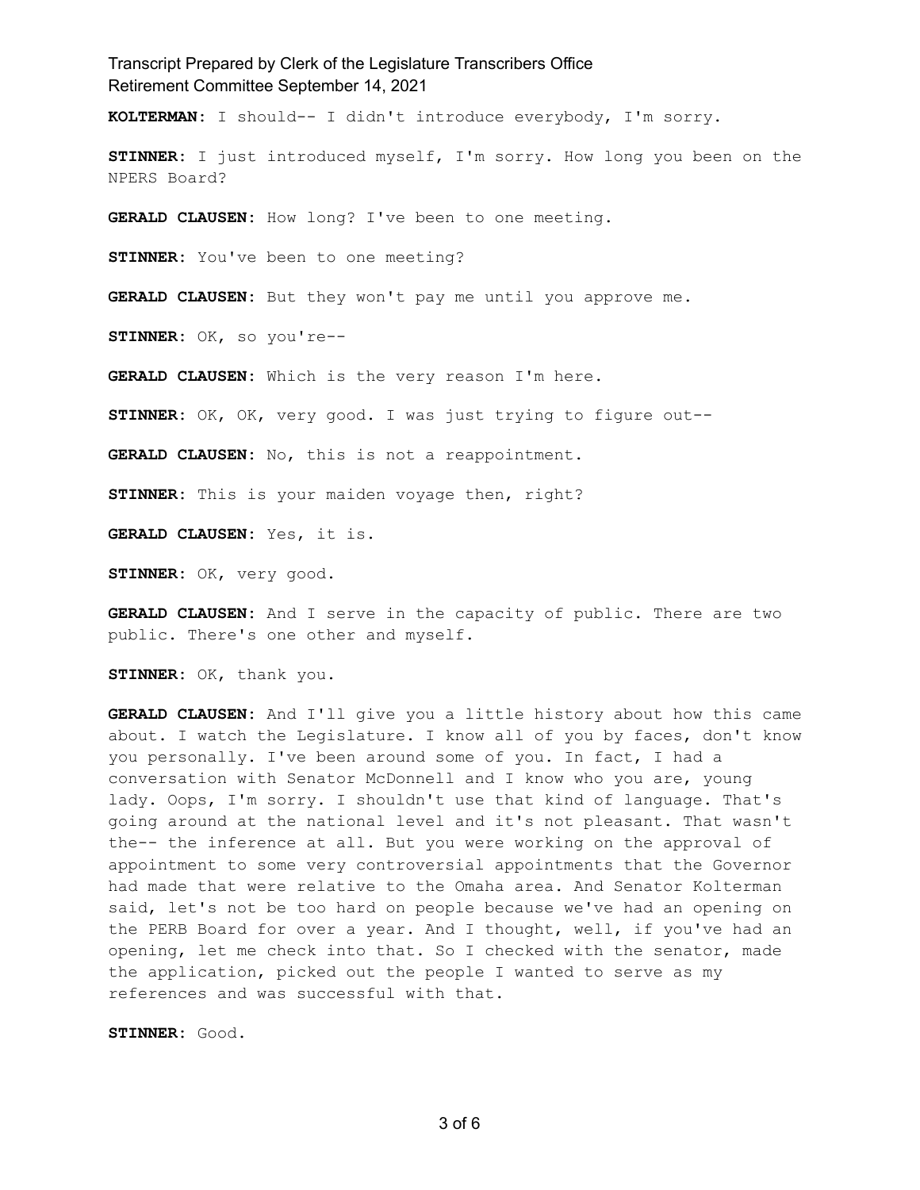**KOLTERMAN:** I should-- I didn't introduce everybody, I'm sorry.

**STINNER:** I just introduced myself, I'm sorry. How long you been on the NPERS Board?

**GERALD CLAUSEN:** How long? I've been to one meeting.

**STINNER:** You've been to one meeting?

**GERALD CLAUSEN:** But they won't pay me until you approve me.

**STINNER:** OK, so you're--

**GERALD CLAUSEN:** Which is the very reason I'm here.

**STINNER:** OK, OK, very good. I was just trying to figure out--

**GERALD CLAUSEN:** No, this is not a reappointment.

**STINNER:** This is your maiden voyage then, right?

**GERALD CLAUSEN:** Yes, it is.

**STINNER:** OK, very good.

**GERALD CLAUSEN:** And I serve in the capacity of public. There are two public. There's one other and myself.

**STINNER:** OK, thank you.

**GERALD CLAUSEN:** And I'll give you a little history about how this came about. I watch the Legislature. I know all of you by faces, don't know you personally. I've been around some of you. In fact, I had a conversation with Senator McDonnell and I know who you are, young lady. Oops, I'm sorry. I shouldn't use that kind of language. That's going around at the national level and it's not pleasant. That wasn't the-- the inference at all. But you were working on the approval of appointment to some very controversial appointments that the Governor had made that were relative to the Omaha area. And Senator Kolterman said, let's not be too hard on people because we've had an opening on the PERB Board for over a year. And I thought, well, if you've had an opening, let me check into that. So I checked with the senator, made the application, picked out the people I wanted to serve as my references and was successful with that.

**STINNER:** Good.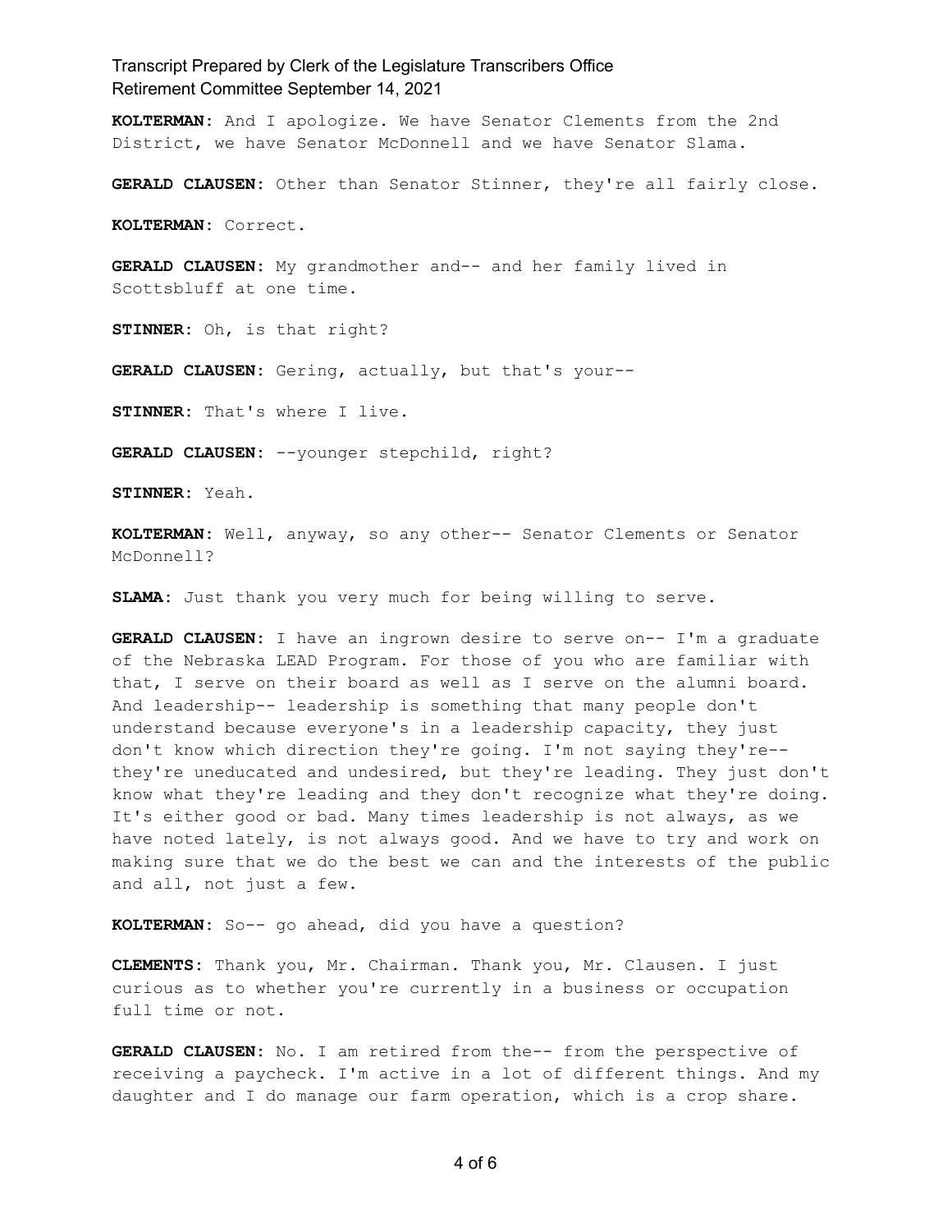**KOLTERMAN:** And I apologize. We have Senator Clements from the 2nd District, we have Senator McDonnell and we have Senator Slama.

**GERALD CLAUSEN:** Other than Senator Stinner, they're all fairly close.

**KOLTERMAN:** Correct.

**GERALD CLAUSEN:** My grandmother and-- and her family lived in Scottsbluff at one time.

**STINNER:** Oh, is that right?

**GERALD CLAUSEN:** Gering, actually, but that's your--

**STINNER:** That's where I live.

**GERALD CLAUSEN:** --younger stepchild, right?

**STINNER:** Yeah.

**KOLTERMAN:** Well, anyway, so any other-- Senator Clements or Senator McDonnell?

**SLAMA:** Just thank you very much for being willing to serve.

**GERALD CLAUSEN:** I have an ingrown desire to serve on-- I'm a graduate of the Nebraska LEAD Program. For those of you who are familiar with that, I serve on their board as well as I serve on the alumni board. And leadership-- leadership is something that many people don't understand because everyone's in a leadership capacity, they just don't know which direction they're going. I'm not saying they're-- they're uneducated and undesired, but they're leading. They just don't know what they're leading and they don't recognize what they're doing. It's either good or bad. Many times leadership is not always, as we have noted lately, is not always good. And we have to try and work on making sure that we do the best we can and the interests of the public and all, not just a few.

**KOLTERMAN:** So-- go ahead, did you have a question?

**CLEMENTS:** Thank you, Mr. Chairman. Thank you, Mr. Clausen. I just curious as to whether you're currently in a business or occupation full time or not.

**GERALD CLAUSEN:** No. I am retired from the-- from the perspective of receiving a paycheck. I'm active in a lot of different things. And my daughter and I do manage our farm operation, which is a crop share.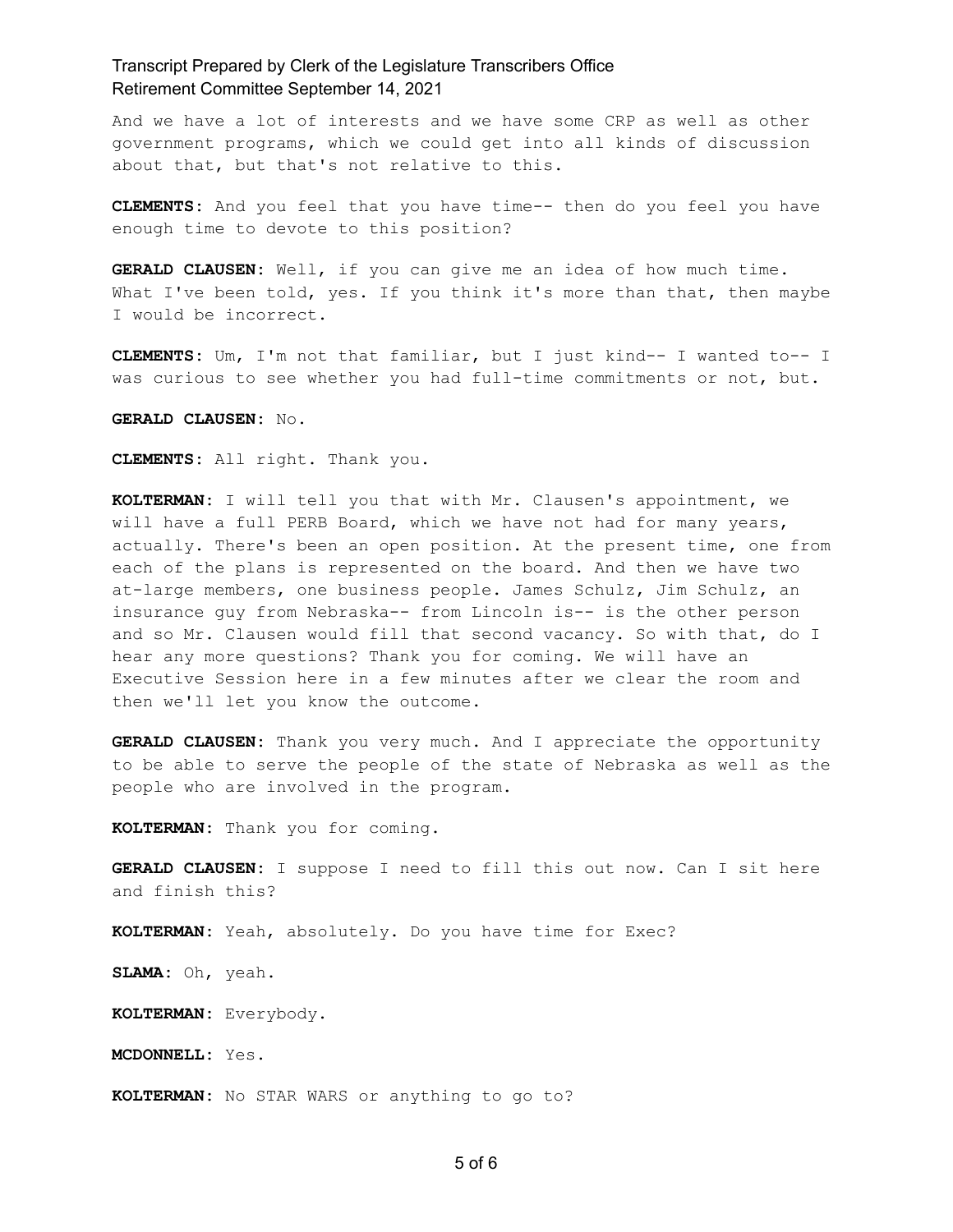And we have a lot of interests and we have some CRP as well as other government programs, which we could get into all kinds of discussion about that, but that's not relative to this.

**CLEMENTS:** And you feel that you have time-- then do you feel you have enough time to devote to this position?

**GERALD CLAUSEN:** Well, if you can give me an idea of how much time. What I've been told, yes. If you think it's more than that, then maybe I would be incorrect.

**CLEMENTS:** Um, I'm not that familiar, but I just kind-- I wanted to-- I was curious to see whether you had full-time commitments or not, but.

**GERALD CLAUSEN:** No.

**CLEMENTS:** All right. Thank you.

**KOLTERMAN:** I will tell you that with Mr. Clausen's appointment, we will have a full PERB Board, which we have not had for many years, actually. There's been an open position. At the present time, one from each of the plans is represented on the board. And then we have two at-large members, one business people. James Schulz, Jim Schulz, an insurance guy from Nebraska-- from Lincoln is-- is the other person and so Mr. Clausen would fill that second vacancy. So with that, do I hear any more questions? Thank you for coming. We will have an Executive Session here in a few minutes after we clear the room and then we'll let you know the outcome.

**GERALD CLAUSEN:** Thank you very much. And I appreciate the opportunity to be able to serve the people of the state of Nebraska as well as the people who are involved in the program.

**KOLTERMAN:** Thank you for coming.

**GERALD CLAUSEN:** I suppose I need to fill this out now. Can I sit here and finish this?

**KOLTERMAN:** Yeah, absolutely. Do you have time for Exec?

**SLAMA:** Oh, yeah.

**KOLTERMAN:** Everybody.

**MCDONNELL:** Yes.

**KOLTERMAN:** No STAR WARS or anything to go to?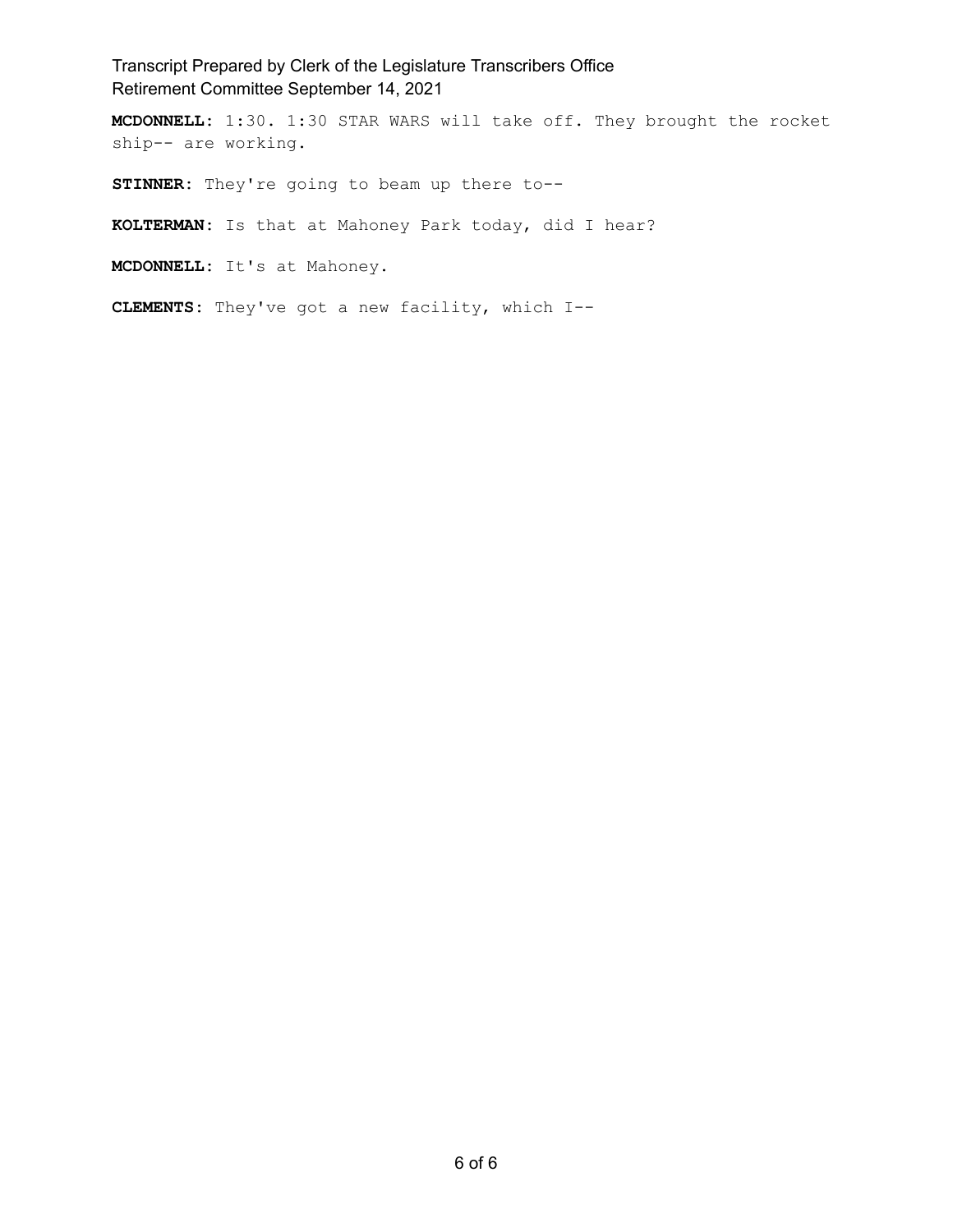**MCDONNELL:** 1:30. 1:30 STAR WARS will take off. They brought the rocket ship-- are working.

**STINNER:** They're going to beam up there to--

**KOLTERMAN:** Is that at Mahoney Park today, did I hear?

**MCDONNELL:** It's at Mahoney.

**CLEMENTS:** They've got a new facility, which I--